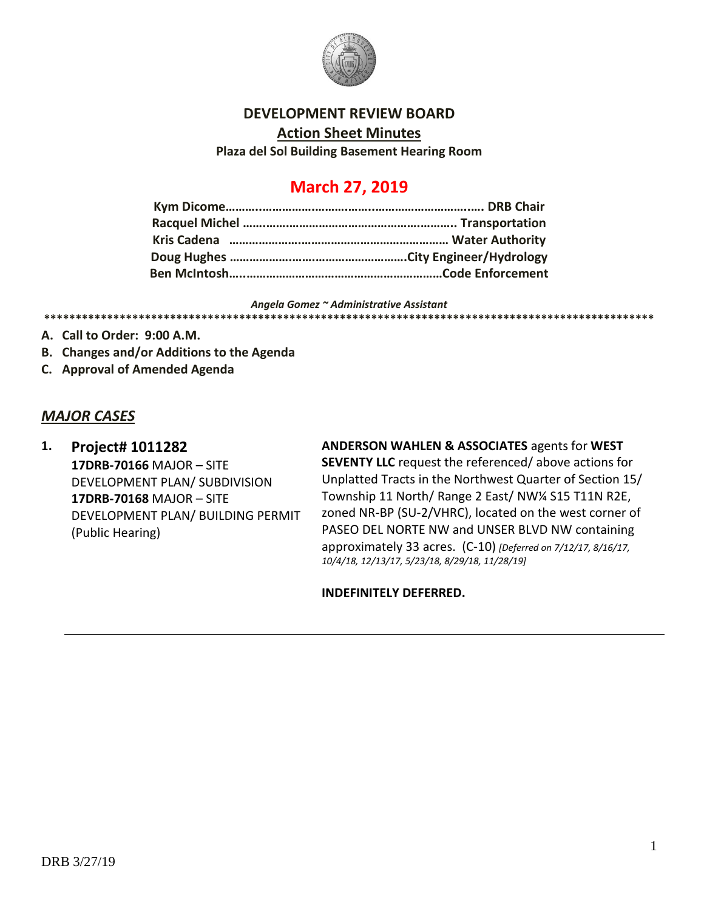# DEVELOPMENT REVIEW BOARD

## Action Sheet Minutes

**Plaza del Sol Building Basement Hearing Room**

## March 27, 2019

**Kym Dicome………………………………………………………………. DRB Chair**
**Racquel Michel ……………………………………………………….. Transportation**
**Kris Cadena ………………………………………………………… Water Authority**
**Doug Hughes ………………………………………………City Engineer/Hydrology**
**Ben McIntosh…………………………………………………………Code Enforcement**

*Angela Gomez ~ Administrative Assistant*

**************************************************************************************************

**A. Call to Order: 9:00 A.M.**

**B. Changes and/or Additions to the Agenda**

**C. Approval of Amended Agenda**

## *MAJOR CASES*

**1. Project# 1011282**
**17DRB-70166** MAJOR – SITE DEVELOPMENT PLAN/ SUBDIVISION
**17DRB-70168** MAJOR – SITE DEVELOPMENT PLAN/ BUILDING PERMIT
(Public Hearing)

**ANDERSON WAHLEN & ASSOCIATES** agents for **WEST SEVENTY LLC** request the referenced/ above actions for Unplatted Tracts in the Northwest Quarter of Section 15/ Township 11 North/ Range 2 East/ NW¼ S15 T11N R2E, zoned NR-BP (SU-2/VHRC), located on the west corner of PASEO DEL NORTE NW and UNSER BLVD NW containing approximately 33 acres. (C-10) *[Deferred on 7/12/17, 8/16/17, 10/4/18, 12/13/17, 5/23/18, 8/29/18, 11/28/19]*

**INDEFINITELY DEFERRED.**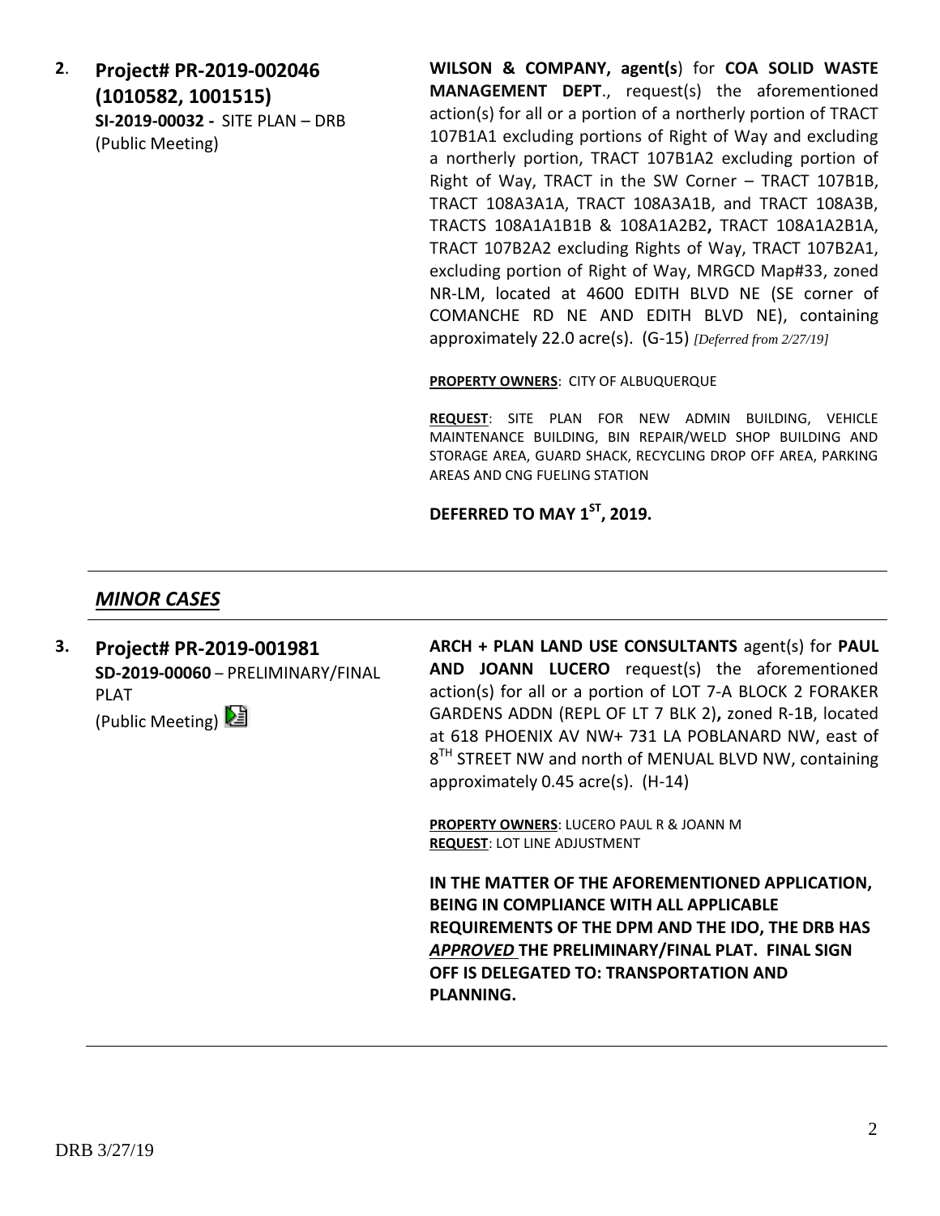**2. Project# PR-2019-002046 (1010582, 1001515)**
**SI-2019-00032 -** SITE PLAN – DRB
(Public Meeting)

**WILSON & COMPANY, agent(s**) for **COA SOLID WASTE MANAGEMENT DEPT**., request(s) the aforementioned action(s) for all or a portion of a northerly portion of TRACT 107B1A1 excluding portions of Right of Way and excluding a northerly portion, TRACT 107B1A2 excluding portion of Right of Way, TRACT in the SW Corner – TRACT 107B1B, TRACT 108A3A1A, TRACT 108A3A1B, and TRACT 108A3B, TRACTS 108A1A1B1B & 108A1A2B2**,** TRACT 108A1A2B1A, TRACT 107B2A2 excluding Rights of Way, TRACT 107B2A1, excluding portion of Right of Way, MRGCD Map#33, zoned NR-LM, located at 4600 EDITH BLVD NE (SE corner of COMANCHE RD NE AND EDITH BLVD NE), containing approximately 22.0 acre(s). (G-15) *[Deferred from 2/27/19]*

**PROPERTY OWNERS**: CITY OF ALBUQUERQUE

**REQUEST**: SITE PLAN FOR NEW ADMIN BUILDING, VEHICLE MAINTENANCE BUILDING, BIN REPAIR/WELD SHOP BUILDING AND STORAGE AREA, GUARD SHACK, RECYCLING DROP OFF AREA, PARKING AREAS AND CNG FUELING STATION

**DEFERRED TO MAY 1ST, 2019.**

---

## *MINOR CASES*

---

**3. Project# PR-2019-001981**
**SD-2019-00060** – PRELIMINARY/FINAL PLAT
(Public Meeting)

**ARCH + PLAN LAND USE CONSULTANTS** agent(s) for **PAUL AND JOANN LUCERO** request(s) the aforementioned action(s) for all or a portion of LOT 7-A BLOCK 2 FORAKER GARDENS ADDN (REPL OF LT 7 BLK 2)**,** zoned R-1B, located at 618 PHOENIX AV NW+ 731 LA POBLANARD NW, east of 8TH STREET NW and north of MENUAL BLVD NW, containing approximately 0.45 acre(s). (H-14)

**PROPERTY OWNERS**: LUCERO PAUL R & JOANN M
**REQUEST**: LOT LINE ADJUSTMENT

**IN THE MATTER OF THE AFOREMENTIONED APPLICATION, BEING IN COMPLIANCE WITH ALL APPLICABLE REQUIREMENTS OF THE DPM AND THE IDO, THE DRB HAS *APPROVED* THE PRELIMINARY/FINAL PLAT. FINAL SIGN OFF IS DELEGATED TO: TRANSPORTATION AND PLANNING.**

---

DRB 3/27/19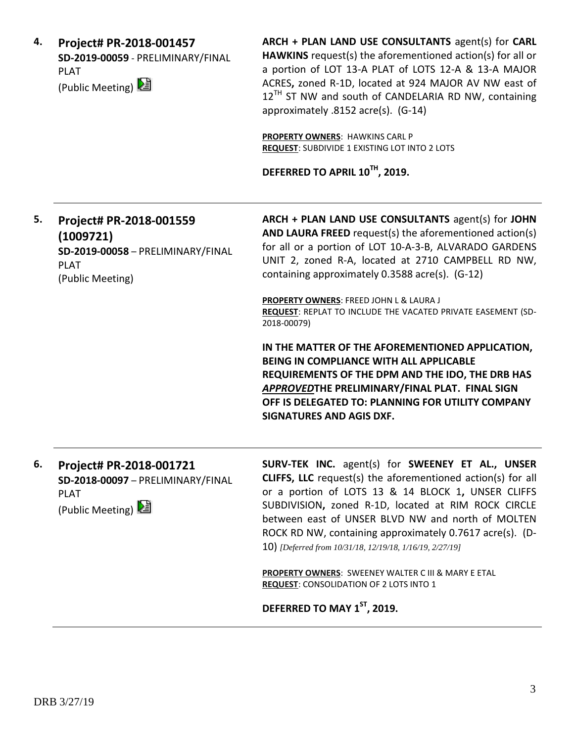**4. Project# PR-2018-001457**
**SD-2019-00059** - PRELIMINARY/FINAL PLAT
(Public Meeting)

**ARCH + PLAN LAND USE CONSULTANTS** agent(s) for **CARL HAWKINS** request(s) the aforementioned action(s) for all or a portion of LOT 13-A PLAT of LOTS 12-A & 13-A MAJOR ACRES**,** zoned R-1D, located at 924 MAJOR AV NW east of 12TH ST NW and south of CANDELARIA RD NW, containing approximately .8152 acre(s). (G-14)

**PROPERTY OWNERS**: HAWKINS CARL P
**REQUEST**: SUBDIVIDE 1 EXISTING LOT INTO 2 LOTS

**DEFERRED TO APRIL 10TH, 2019.**

---

**5. Project# PR-2018-001559 (1009721)**
**SD-2019-00058** – PRELIMINARY/FINAL PLAT
(Public Meeting)

**ARCH + PLAN LAND USE CONSULTANTS** agent(s) for **JOHN AND LAURA FREED** request(s) the aforementioned action(s) for all or a portion of LOT 10-A-3-B, ALVARADO GARDENS UNIT 2, zoned R-A, located at 2710 CAMPBELL RD NW, containing approximately 0.3588 acre(s). (G-12)

**PROPERTY OWNERS**: FREED JOHN L & LAURA J
**REQUEST**: REPLAT TO INCLUDE THE VACATED PRIVATE EASEMENT (SD-2018-00079)

**IN THE MATTER OF THE AFOREMENTIONED APPLICATION, BEING IN COMPLIANCE WITH ALL APPLICABLE REQUIREMENTS OF THE DPM AND THE IDO, THE DRB HAS *APPROVED*THE PRELIMINARY/FINAL PLAT. FINAL SIGN OFF IS DELEGATED TO: PLANNING FOR UTILITY COMPANY SIGNATURES AND AGIS DXF.**

---

**6. Project# PR-2018-001721**
**SD-2018-00097** – PRELIMINARY/FINAL PLAT
(Public Meeting)

**SURV-TEK INC.** agent(s) for **SWEENEY ET AL., UNSER CLIFFS, LLC** request(s) the aforementioned action(s) for all or a portion of LOTS 13 & 14 BLOCK 1**,** UNSER CLIFFS SUBDIVISION**,** zoned R-1D, located at RIM ROCK CIRCLE between east of UNSER BLVD NW and north of MOLTEN ROCK RD NW, containing approximately 0.7617 acre(s). (D-10) *[Deferred from 10/31/18, 12/19/18, 1/16/19, 2/27/19]*

**PROPERTY OWNERS**: SWEENEY WALTER C III & MARY E ETAL
**REQUEST**: CONSOLIDATION OF 2 LOTS INTO 1

**DEFERRED TO MAY 1ST, 2019.**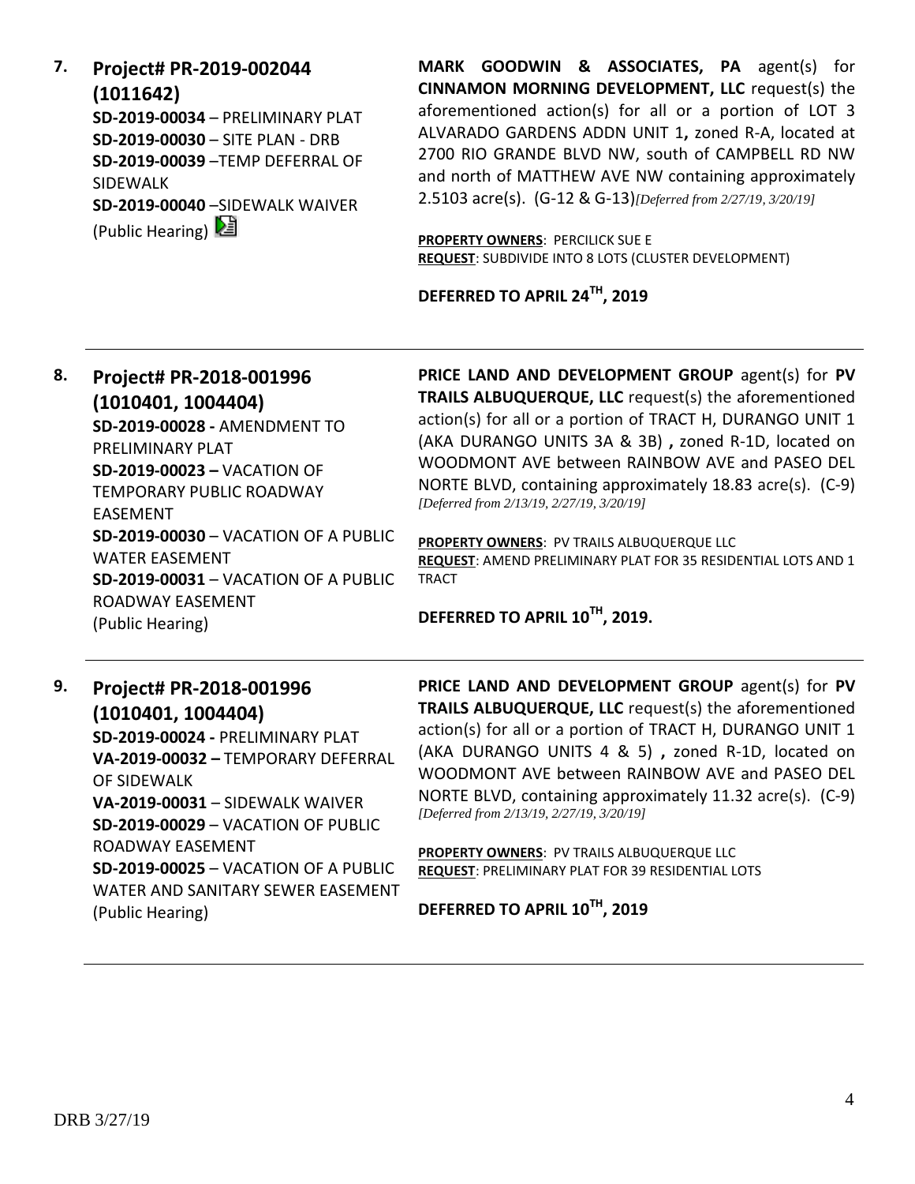**7. Project# PR-2019-002044 (1011642)**
**SD-2019-00034** – PRELIMINARY PLAT
**SD-2019-00030** – SITE PLAN - DRB
**SD-2019-00039** –TEMP DEFERRAL OF SIDEWALK
**SD-2019-00040** –SIDEWALK WAIVER
(Public Hearing)

**MARK GOODWIN & ASSOCIATES, PA** agent(s) for **CINNAMON MORNING DEVELOPMENT, LLC** request(s) the aforementioned action(s) for all or a portion of LOT 3 ALVARADO GARDENS ADDN UNIT 1**,** zoned R-A, located at 2700 RIO GRANDE BLVD NW, south of CAMPBELL RD NW and north of MATTHEW AVE NW containing approximately 2.5103 acre(s). (G-12 & G-13)*[Deferred from 2/27/19, 3/20/19]*

**PROPERTY OWNERS**: PERCILICK SUE E
**REQUEST**: SUBDIVIDE INTO 8 LOTS (CLUSTER DEVELOPMENT)

**DEFERRED TO APRIL 24TH, 2019**

---

**8. Project# PR-2018-001996 (1010401, 1004404)**
**SD-2019-00028 -** AMENDMENT TO PRELIMINARY PLAT
**SD-2019-00023 –** VACATION OF TEMPORARY PUBLIC ROADWAY EASEMENT
**SD-2019-00030** – VACATION OF A PUBLIC WATER EASEMENT
**SD-2019-00031** – VACATION OF A PUBLIC ROADWAY EASEMENT
(Public Hearing)

**PRICE LAND AND DEVELOPMENT GROUP** agent(s) for **PV TRAILS ALBUQUERQUE, LLC** request(s) the aforementioned action(s) for all or a portion of TRACT H, DURANGO UNIT 1 (AKA DURANGO UNITS 3A & 3B) **,** zoned R-1D, located on WOODMONT AVE between RAINBOW AVE and PASEO DEL NORTE BLVD, containing approximately 18.83 acre(s). (C-9) *[Deferred from 2/13/19, 2/27/19, 3/20/19]*

**PROPERTY OWNERS**: PV TRAILS ALBUQUERQUE LLC
**REQUEST**: AMEND PRELIMINARY PLAT FOR 35 RESIDENTIAL LOTS AND 1 TRACT

**DEFERRED TO APRIL 10TH, 2019.**

---

**9. Project# PR-2018-001996 (1010401, 1004404)**
**SD-2019-00024 -** PRELIMINARY PLAT
**VA-2019-00032 –** TEMPORARY DEFERRAL OF SIDEWALK
**VA-2019-00031** – SIDEWALK WAIVER
**SD-2019-00029** – VACATION OF PUBLIC ROADWAY EASEMENT
**SD-2019-00025** – VACATION OF A PUBLIC WATER AND SANITARY SEWER EASEMENT
(Public Hearing)

**PRICE LAND AND DEVELOPMENT GROUP** agent(s) for **PV TRAILS ALBUQUERQUE, LLC** request(s) the aforementioned action(s) for all or a portion of TRACT H, DURANGO UNIT 1 (AKA DURANGO UNITS 4 & 5) **,** zoned R-1D, located on WOODMONT AVE between RAINBOW AVE and PASEO DEL NORTE BLVD, containing approximately 11.32 acre(s). (C-9) *[Deferred from 2/13/19, 2/27/19, 3/20/19]*

**PROPERTY OWNERS**: PV TRAILS ALBUQUERQUE LLC
**REQUEST**: PRELIMINARY PLAT FOR 39 RESIDENTIAL LOTS

**DEFERRED TO APRIL 10TH, 2019**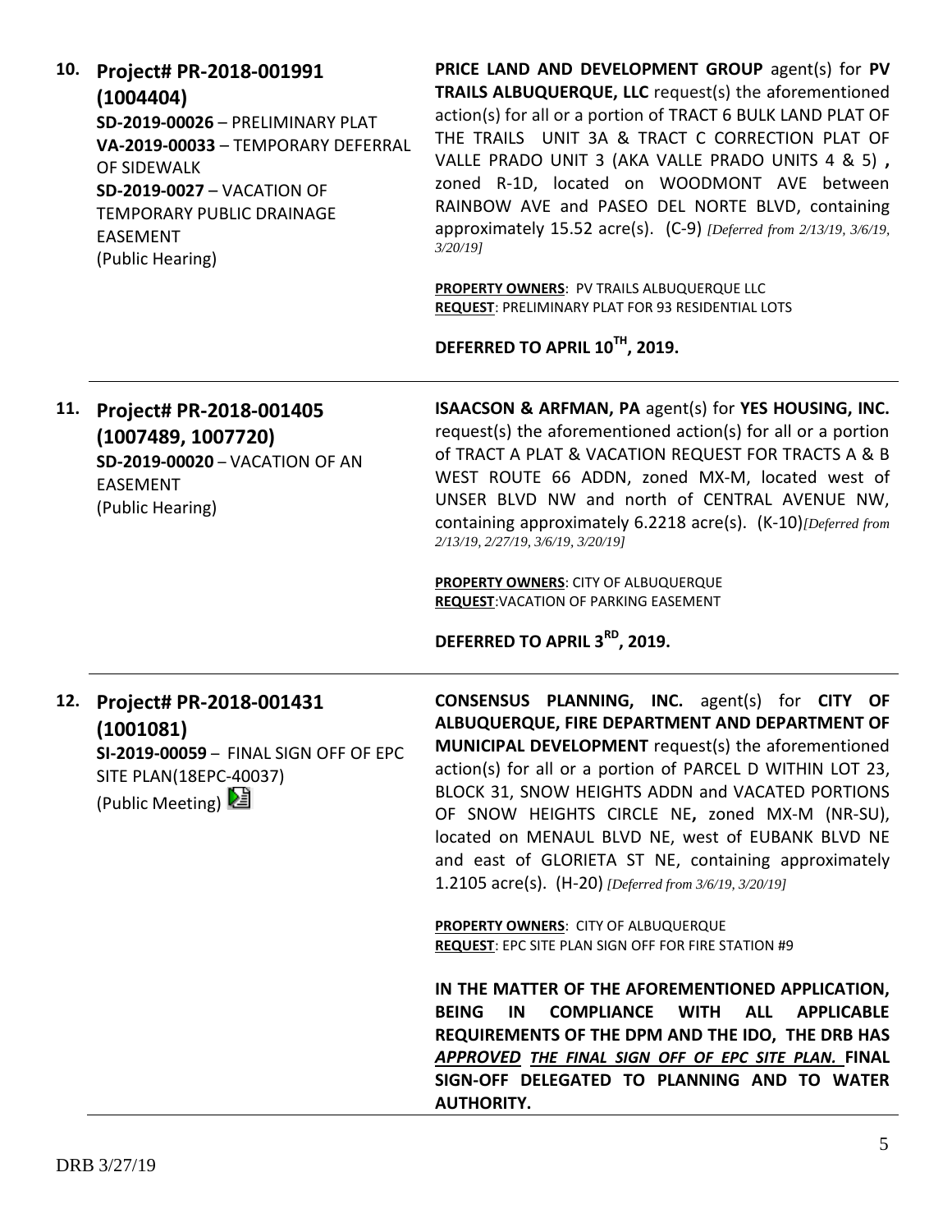**10. Project# PR-2018-001991 (1004404)**
**SD-2019-00026** – PRELIMINARY PLAT
**VA-2019-00033** – TEMPORARY DEFERRAL OF SIDEWALK
**SD-2019-0027** – VACATION OF TEMPORARY PUBLIC DRAINAGE EASEMENT
(Public Hearing)

**PRICE LAND AND DEVELOPMENT GROUP** agent(s) for **PV TRAILS ALBUQUERQUE, LLC** request(s) the aforementioned action(s) for all or a portion of TRACT 6 BULK LAND PLAT OF THE TRAILS UNIT 3A & TRACT C CORRECTION PLAT OF VALLE PRADO UNIT 3 (AKA VALLE PRADO UNITS 4 & 5) **,** zoned R-1D, located on WOODMONT AVE between RAINBOW AVE and PASEO DEL NORTE BLVD, containing approximately 15.52 acre(s). (C-9) *[Deferred from 2/13/19, 3/6/19, 3/20/19]*

**PROPERTY OWNERS**: PV TRAILS ALBUQUERQUE LLC
**REQUEST**: PRELIMINARY PLAT FOR 93 RESIDENTIAL LOTS

**DEFERRED TO APRIL 10TH, 2019.**

---

**11. Project# PR-2018-001405 (1007489, 1007720)**
**SD-2019-00020** – VACATION OF AN EASEMENT
(Public Hearing)

**ISAACSON & ARFMAN, PA** agent(s) for **YES HOUSING, INC.** request(s) the aforementioned action(s) for all or a portion of TRACT A PLAT & VACATION REQUEST FOR TRACTS A & B WEST ROUTE 66 ADDN, zoned MX-M, located west of UNSER BLVD NW and north of CENTRAL AVENUE NW, containing approximately 6.2218 acre(s). (K-10)*[Deferred from 2/13/19, 2/27/19, 3/6/19, 3/20/19]*

**PROPERTY OWNERS**: CITY OF ALBUQUERQUE
**REQUEST**:VACATION OF PARKING EASEMENT

**DEFERRED TO APRIL 3RD, 2019.**

---

**12. Project# PR-2018-001431 (1001081)**
**SI-2019-00059** – FINAL SIGN OFF OF EPC SITE PLAN(18EPC-40037)
(Public Meeting)

**CONSENSUS PLANNING, INC.** agent(s) for **CITY OF ALBUQUERQUE, FIRE DEPARTMENT AND DEPARTMENT OF MUNICIPAL DEVELOPMENT** request(s) the aforementioned action(s) for all or a portion of PARCEL D WITHIN LOT 23, BLOCK 31, SNOW HEIGHTS ADDN and VACATED PORTIONS OF SNOW HEIGHTS CIRCLE NE**,** zoned MX-M (NR-SU), located on MENAUL BLVD NE, west of EUBANK BLVD NE and east of GLORIETA ST NE, containing approximately 1.2105 acre(s). (H-20) *[Deferred from 3/6/19, 3/20/19]*

**PROPERTY OWNERS**: CITY OF ALBUQUERQUE
**REQUEST**: EPC SITE PLAN SIGN OFF FOR FIRE STATION #9

**IN THE MATTER OF THE AFOREMENTIONED APPLICATION, BEING IN COMPLIANCE WITH ALL APPLICABLE REQUIREMENTS OF THE DPM AND THE IDO, THE DRB HAS *APPROVED THE FINAL SIGN OFF OF EPC SITE PLAN.* FINAL SIGN-OFF DELEGATED TO PLANNING AND TO WATER AUTHORITY.**

DRB 3/27/19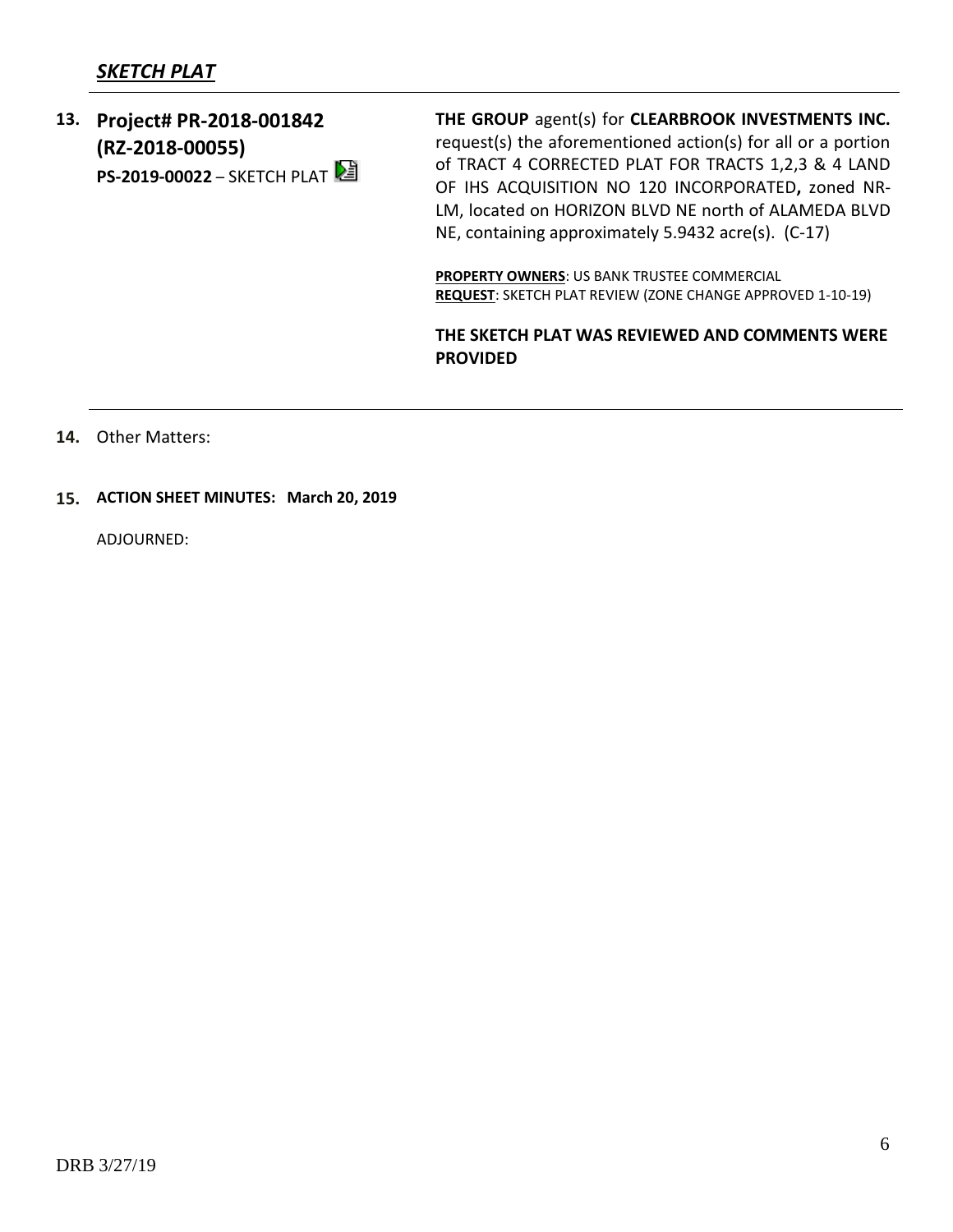## *SKETCH PLAT*

**13. Project# PR-2018-001842 (RZ-2018-00055)**
**PS-2019-00022** – SKETCH PLAT

**THE GROUP** agent(s) for **CLEARBROOK INVESTMENTS INC.** request(s) the aforementioned action(s) for all or a portion of TRACT 4 CORRECTED PLAT FOR TRACTS 1,2,3 & 4 LAND OF IHS ACQUISITION NO 120 INCORPORATED**,** zoned NR-LM, located on HORIZON BLVD NE north of ALAMEDA BLVD NE, containing approximately 5.9432 acre(s). (C-17)

**PROPERTY OWNERS**: US BANK TRUSTEE COMMERCIAL
**REQUEST**: SKETCH PLAT REVIEW (ZONE CHANGE APPROVED 1-10-19)

**THE SKETCH PLAT WAS REVIEWED AND COMMENTS WERE PROVIDED**

---

**14.** Other Matters:

**15. ACTION SHEET MINUTES: March 20, 2019**

ADJOURNED: